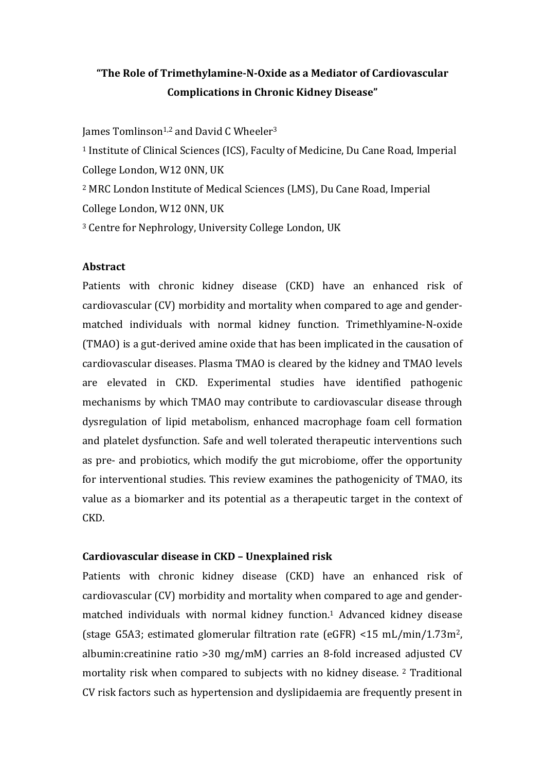# "The Role of Trimethylamine-N-Oxide as a Mediator of Cardiovascular Complications in Chronic Kidney Disease"

James Tomlinson[1,2] and David C Wheeler[3]

[1] Institute of Clinical Sciences (ICS), Faculty of Medicine, Du Cane Road, Imperial College London, W12 0NN, UK

[2] MRC London Institute of Medical Sciences (LMS), Du Cane Road, Imperial College London, W12 0NN, UK

[3] Centre for Nephrology, University College London, UK

## Abstract

Patients with chronic kidney disease (CKD) have an enhanced risk of cardiovascular (CV) morbidity and mortality when compared to age and gender-matched individuals with normal kidney function. Trimethlyamine-N-oxide (TMAO) is a gut-derived amine oxide that has been implicated in the causation of cardiovascular diseases. Plasma TMAO is cleared by the kidney and TMAO levels are elevated in CKD. Experimental studies have identified pathogenic mechanisms by which TMAO may contribute to cardiovascular disease through dysregulation of lipid metabolism, enhanced macrophage foam cell formation and platelet dysfunction. Safe and well tolerated therapeutic interventions such as pre- and probiotics, which modify the gut microbiome, offer the opportunity for interventional studies. This review examines the pathogenicity of TMAO, its value as a biomarker and its potential as a therapeutic target in the context of CKD.

## Cardiovascular disease in CKD – Unexplained risk

Patients with chronic kidney disease (CKD) have an enhanced risk of cardiovascular (CV) morbidity and mortality when compared to age and gender-matched individuals with normal kidney function.[1] Advanced kidney disease (stage G5A3; estimated glomerular filtration rate (eGFR) <15 mL/min/1.73m$^2$, albumin:creatinine ratio >30 mg/mM) carries an 8-fold increased adjusted CV mortality risk when compared to subjects with no kidney disease. [2] Traditional CV risk factors such as hypertension and dyslipidaemia are frequently present in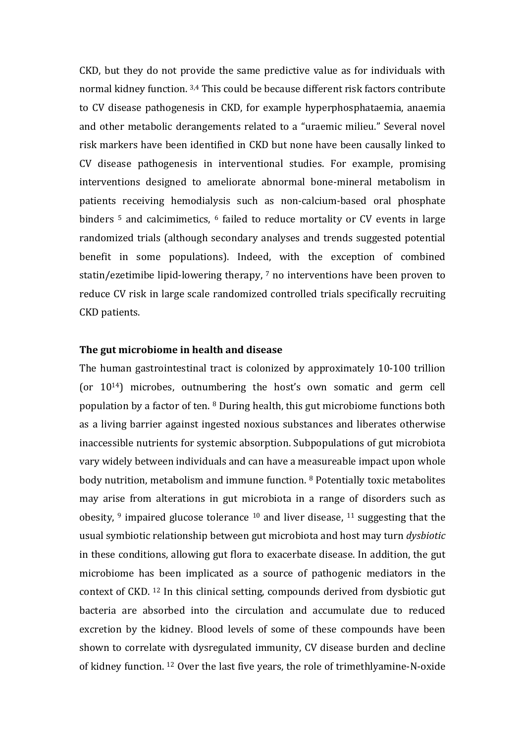CKD, but they do not provide the same predictive value as for individuals with normal kidney function. [3,4] This could be because different risk factors contribute to CV disease pathogenesis in CKD, for example hyperphosphataemia, anaemia and other metabolic derangements related to a "uraemic milieu." Several novel risk markers have been identified in CKD but none have been causally linked to CV disease pathogenesis in interventional studies. For example, promising interventions designed to ameliorate abnormal bone-mineral metabolism in patients receiving hemodialysis such as non-calcium-based oral phosphate binders [5] and calcimimetics, [6] failed to reduce mortality or CV events in large randomized trials (although secondary analyses and trends suggested potential benefit in some populations). Indeed, with the exception of combined statin/ezetimibe lipid-lowering therapy, [7] no interventions have been proven to reduce CV risk in large scale randomized controlled trials specifically recruiting CKD patients.

**The gut microbiome in health and disease**

The human gastrointestinal tract is colonized by approximately 10-100 trillion (or $10^{14}$) microbes, outnumbering the host's own somatic and germ cell population by a factor of ten. [8] During health, this gut microbiome functions both as a living barrier against ingested noxious substances and liberates otherwise inaccessible nutrients for systemic absorption. Subpopulations of gut microbiota vary widely between individuals and can have a measureable impact upon whole body nutrition, metabolism and immune function. [8] Potentially toxic metabolites may arise from alterations in gut microbiota in a range of disorders such as obesity, [9] impaired glucose tolerance [10] and liver disease, [11] suggesting that the usual symbiotic relationship between gut microbiota and host may turn *dysbiotic* in these conditions, allowing gut flora to exacerbate disease. In addition, the gut microbiome has been implicated as a source of pathogenic mediators in the context of CKD. [12] In this clinical setting, compounds derived from dysbiotic gut bacteria are absorbed into the circulation and accumulate due to reduced excretion by the kidney. Blood levels of some of these compounds have been shown to correlate with dysregulated immunity, CV disease burden and decline of kidney function. [12] Over the last five years, the role of trimethlyamine-N-oxide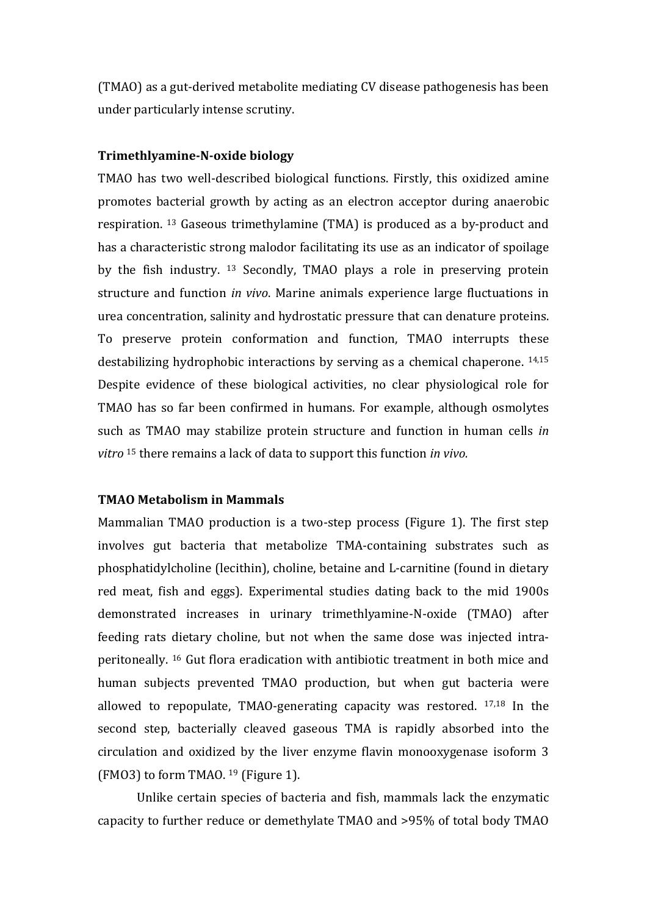(TMAO) as a gut-derived metabolite mediating CV disease pathogenesis has been under particularly intense scrutiny.

**Trimethlyamine-N-oxide biology**

TMAO has two well-described biological functions. Firstly, this oxidized amine promotes bacterial growth by acting as an electron acceptor during anaerobic respiration. [13] Gaseous trimethylamine (TMA) is produced as a by-product and has a characteristic strong malodor facilitating its use as an indicator of spoilage by the fish industry. [13] Secondly, TMAO plays a role in preserving protein structure and function *in vivo*. Marine animals experience large fluctuations in urea concentration, salinity and hydrostatic pressure that can denature proteins. To preserve protein conformation and function, TMAO interrupts these destabilizing hydrophobic interactions by serving as a chemical chaperone. [14,15] Despite evidence of these biological activities, no clear physiological role for TMAO has so far been confirmed in humans. For example, although osmolytes such as TMAO may stabilize protein structure and function in human cells *in vitro* [15] there remains a lack of data to support this function *in vivo.*

**TMAO Metabolism in Mammals**

Mammalian TMAO production is a two-step process (Figure 1). The first step involves gut bacteria that metabolize TMA-containing substrates such as phosphatidylcholine (lecithin), choline, betaine and L-carnitine (found in dietary red meat, fish and eggs). Experimental studies dating back to the mid 1900s demonstrated increases in urinary trimethlyamine-N-oxide (TMAO) after feeding rats dietary choline, but not when the same dose was injected intra-peritoneally. [16] Gut flora eradication with antibiotic treatment in both mice and human subjects prevented TMAO production, but when gut bacteria were allowed to repopulate, TMAO-generating capacity was restored. [17,18] In the second step, bacterially cleaved gaseous TMA is rapidly absorbed into the circulation and oxidized by the liver enzyme flavin monooxygenase isoform 3 (FMO3) to form TMAO. [19] (Figure 1).

Unlike certain species of bacteria and fish, mammals lack the enzymatic capacity to further reduce or demethylate TMAO and >95% of total body TMAO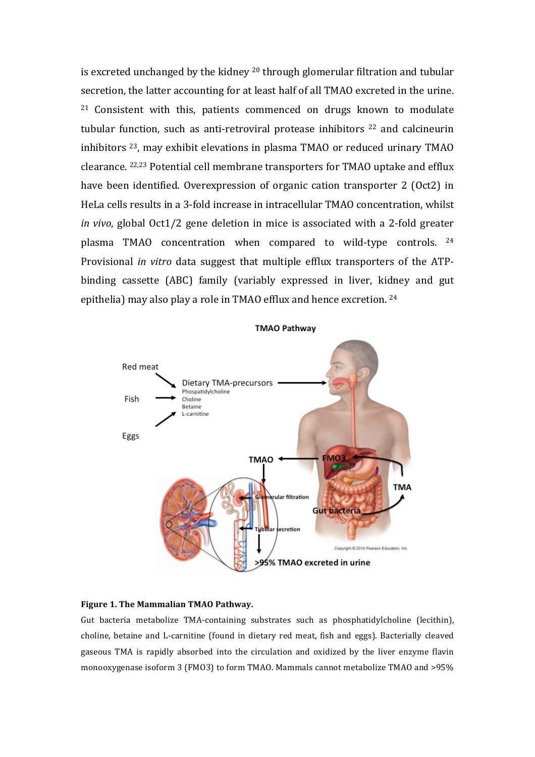is excreted unchanged by the kidney [20] through glomerular filtration and tubular secretion, the latter accounting for at least half of all TMAO excreted in the urine. [21] Consistent with this, patients commenced on drugs known to modulate tubular function, such as anti-retroviral protease inhibitors [22] and calcineurin inhibitors [23], may exhibit elevations in plasma TMAO or reduced urinary TMAO clearance. [22,23] Potential cell membrane transporters for TMAO uptake and efflux have been identified. Overexpression of organic cation transporter 2 (Oct2) in HeLa cells results in a 3-fold increase in intracellular TMAO concentration, whilst *in vivo*, global Oct1/2 gene deletion in mice is associated with a 2-fold greater plasma TMAO concentration when compared to wild-type controls. [24] Provisional *in vitro* data suggest that multiple efflux transporters of the ATP-binding cassette (ABC) family (variably expressed in liver, kidney and gut epithelia) may also play a role in TMAO efflux and hence excretion. [24]

**Figure 1. The Mammalian TMAO Pathway.**

Gut bacteria metabolize TMA-containing substrates such as phosphatidylcholine (lecithin), choline, betaine and L-carnitine (found in dietary red meat, fish and eggs). Bacterially cleaved gaseous TMA is rapidly absorbed into the circulation and oxidized by the liver enzyme flavin monooxygenase isoform 3 (FMO3) to form TMAO. Mammals cannot metabolize TMAO and >95%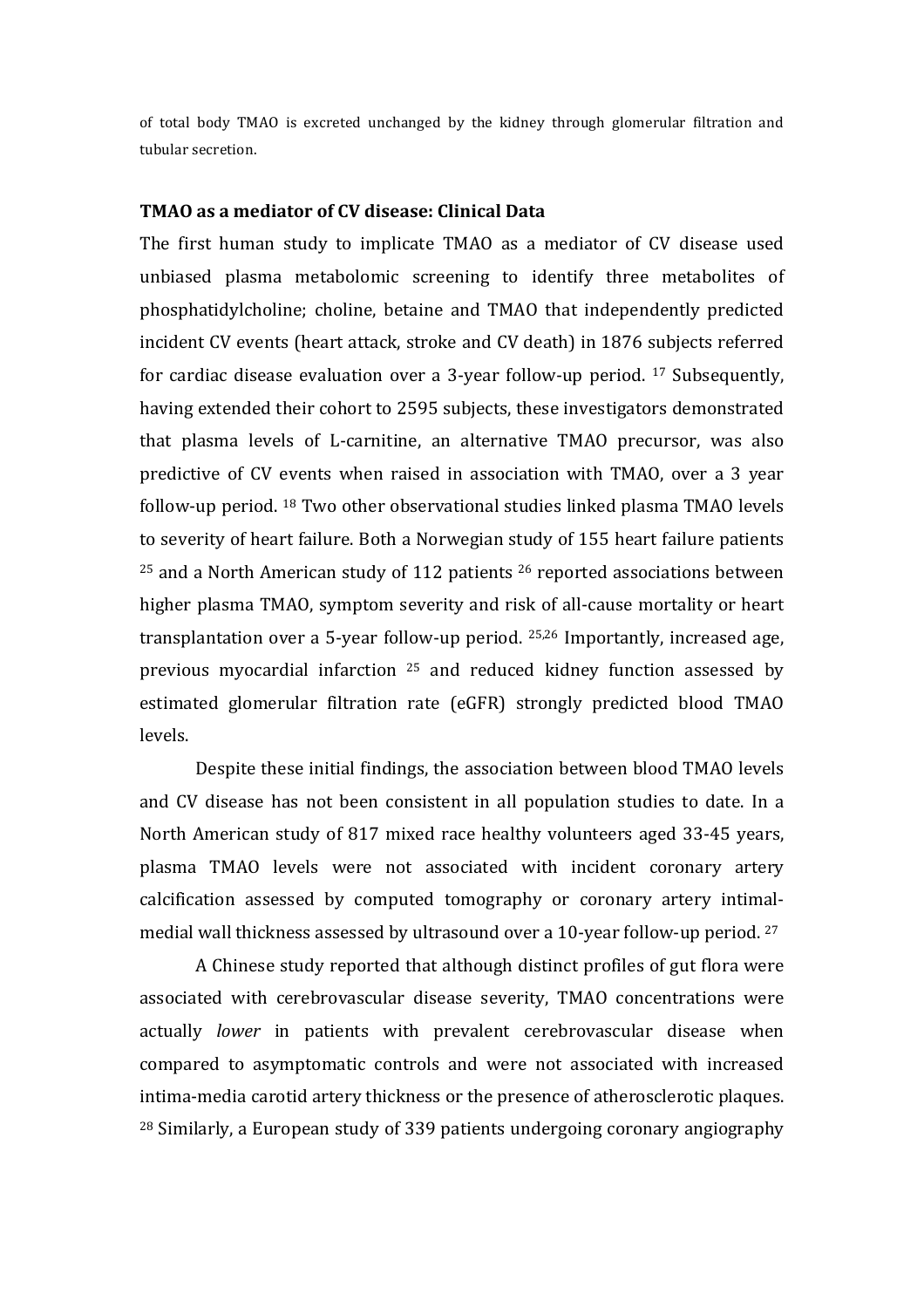of total body TMAO is excreted unchanged by the kidney through glomerular filtration and tubular secretion.

**TMAO as a mediator of CV disease: Clinical Data**

The first human study to implicate TMAO as a mediator of CV disease used unbiased plasma metabolomic screening to identify three metabolites of phosphatidylcholine; choline, betaine and TMAO that independently predicted incident CV events (heart attack, stroke and CV death) in 1876 subjects referred for cardiac disease evaluation over a 3-year follow-up period. [17] Subsequently, having extended their cohort to 2595 subjects, these investigators demonstrated that plasma levels of L-carnitine, an alternative TMAO precursor, was also predictive of CV events when raised in association with TMAO, over a 3 year follow-up period. [18] Two other observational studies linked plasma TMAO levels to severity of heart failure. Both a Norwegian study of 155 heart failure patients [25] and a North American study of 112 patients [26] reported associations between higher plasma TMAO, symptom severity and risk of all-cause mortality or heart transplantation over a 5-year follow-up period. [25,26] Importantly, increased age, previous myocardial infarction [25] and reduced kidney function assessed by estimated glomerular filtration rate (eGFR) strongly predicted blood TMAO levels.

Despite these initial findings, the association between blood TMAO levels and CV disease has not been consistent in all population studies to date. In a North American study of 817 mixed race healthy volunteers aged 33-45 years, plasma TMAO levels were not associated with incident coronary artery calcification assessed by computed tomography or coronary artery intimal-medial wall thickness assessed by ultrasound over a 10-year follow-up period. [27]

A Chinese study reported that although distinct profiles of gut flora were associated with cerebrovascular disease severity, TMAO concentrations were actually *lower* in patients with prevalent cerebrovascular disease when compared to asymptomatic controls and were not associated with increased intima-media carotid artery thickness or the presence of atherosclerotic plaques. [28] Similarly, a European study of 339 patients undergoing coronary angiography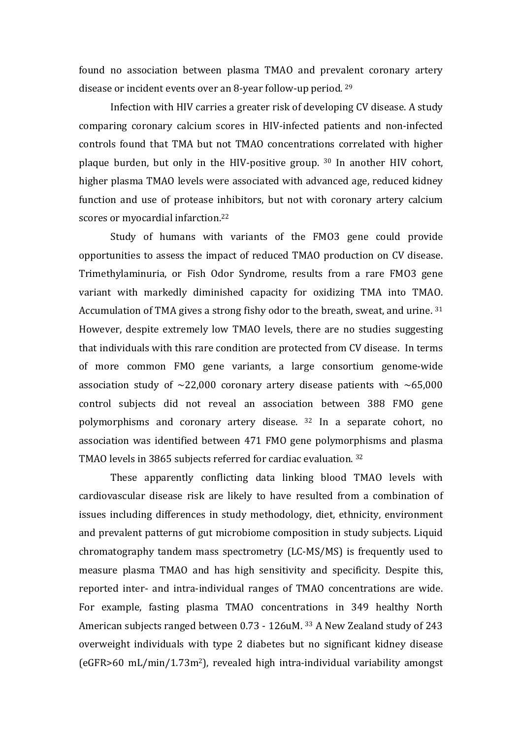found no association between plasma TMAO and prevalent coronary artery disease or incident events over an 8-year follow-up period. [29]

Infection with HIV carries a greater risk of developing CV disease. A study comparing coronary calcium scores in HIV-infected patients and non-infected controls found that TMA but not TMAO concentrations correlated with higher plaque burden, but only in the HIV-positive group. [30] In another HIV cohort, higher plasma TMAO levels were associated with advanced age, reduced kidney function and use of protease inhibitors, but not with coronary artery calcium scores or myocardial infarction.[22]

Study of humans with variants of the FMO3 gene could provide opportunities to assess the impact of reduced TMAO production on CV disease. Trimethylaminuria, or Fish Odor Syndrome, results from a rare FMO3 gene variant with markedly diminished capacity for oxidizing TMA into TMAO. Accumulation of TMA gives a strong fishy odor to the breath, sweat, and urine. [31] However, despite extremely low TMAO levels, there are no studies suggesting that individuals with this rare condition are protected from CV disease. In terms of more common FMO gene variants, a large consortium genome-wide association study of ~22,000 coronary artery disease patients with ~65,000 control subjects did not reveal an association between 388 FMO gene polymorphisms and coronary artery disease. [32] In a separate cohort, no association was identified between 471 FMO gene polymorphisms and plasma TMAO levels in 3865 subjects referred for cardiac evaluation. [32]

These apparently conflicting data linking blood TMAO levels with cardiovascular disease risk are likely to have resulted from a combination of issues including differences in study methodology, diet, ethnicity, environment and prevalent patterns of gut microbiome composition in study subjects. Liquid chromatography tandem mass spectrometry (LC-MS/MS) is frequently used to measure plasma TMAO and has high sensitivity and specificity. Despite this, reported inter- and intra-individual ranges of TMAO concentrations are wide. For example, fasting plasma TMAO concentrations in 349 healthy North American subjects ranged between 0.73 - 126uM. [33] A New Zealand study of 243 overweight individuals with type 2 diabetes but no significant kidney disease (eGFR>60 mL/min/1.73m$^2$), revealed high intra-individual variability amongst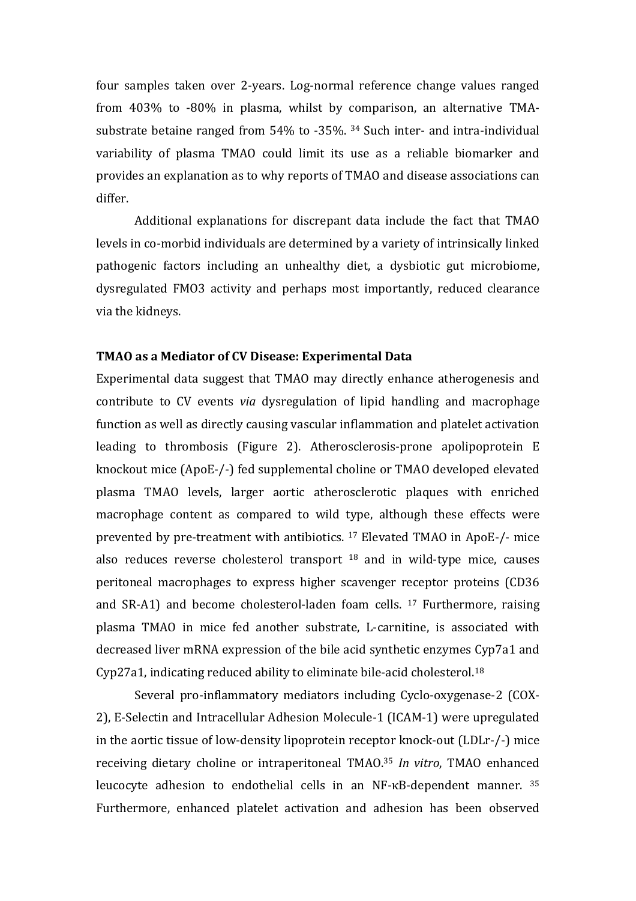four samples taken over 2-years. Log-normal reference change values ranged from 403% to -80% in plasma, whilst by comparison, an alternative TMA-substrate betaine ranged from 54% to -35%. [34] Such inter- and intra-individual variability of plasma TMAO could limit its use as a reliable biomarker and provides an explanation as to why reports of TMAO and disease associations can differ.

Additional explanations for discrepant data include the fact that TMAO levels in co-morbid individuals are determined by a variety of intrinsically linked pathogenic factors including an unhealthy diet, a dysbiotic gut microbiome, dysregulated FMO3 activity and perhaps most importantly, reduced clearance via the kidneys.

**TMAO as a Mediator of CV Disease: Experimental Data**

Experimental data suggest that TMAO may directly enhance atherogenesis and contribute to CV events *via* dysregulation of lipid handling and macrophage function as well as directly causing vascular inflammation and platelet activation leading to thrombosis (Figure 2). Atherosclerosis-prone apolipoprotein E knockout mice (ApoE-/-) fed supplemental choline or TMAO developed elevated plasma TMAO levels, larger aortic atherosclerotic plaques with enriched macrophage content as compared to wild type, although these effects were prevented by pre-treatment with antibiotics. [17] Elevated TMAO in ApoE-/- mice also reduces reverse cholesterol transport [18] and in wild-type mice, causes peritoneal macrophages to express higher scavenger receptor proteins (CD36 and SR-A1) and become cholesterol-laden foam cells. [17] Furthermore, raising plasma TMAO in mice fed another substrate, L-carnitine, is associated with decreased liver mRNA expression of the bile acid synthetic enzymes Cyp7a1 and Cyp27a1, indicating reduced ability to eliminate bile-acid cholesterol.[18]

Several pro-inflammatory mediators including Cyclo-oxygenase-2 (COX-2), E-Selectin and Intracellular Adhesion Molecule-1 (ICAM-1) were upregulated in the aortic tissue of low-density lipoprotein receptor knock-out (LDLr-/-) mice receiving dietary choline or intraperitoneal TMAO.[35] *In vitro*, TMAO enhanced leucocyte adhesion to endothelial cells in an NF-κB-dependent manner. [35] Furthermore, enhanced platelet activation and adhesion has been observed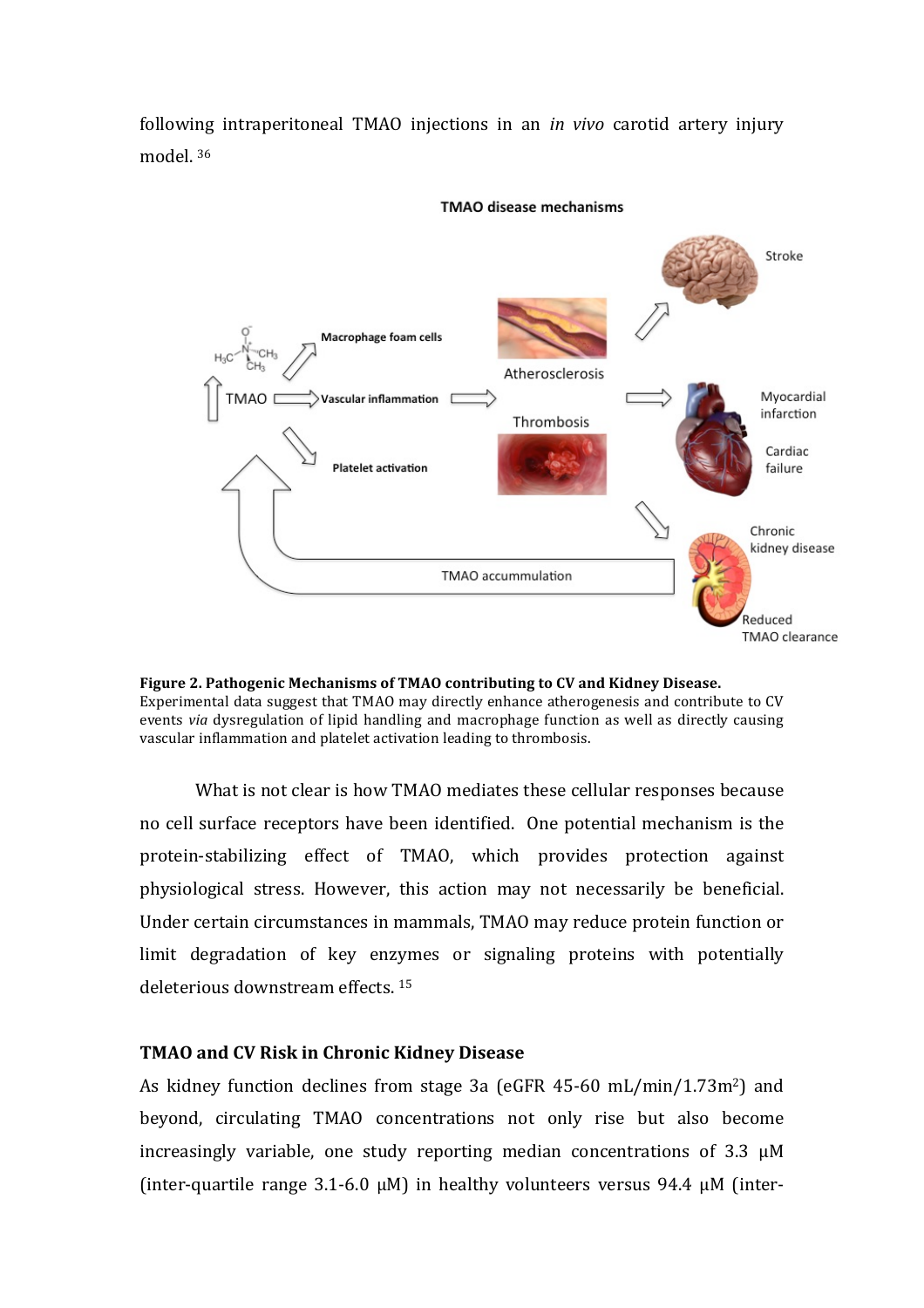following intraperitoneal TMAO injections in an *in vivo* carotid artery injury model. [36]

**Figure 2. Pathogenic Mechanisms of TMAO contributing to CV and Kidney Disease.** Experimental data suggest that TMAO may directly enhance atherogenesis and contribute to CV events *via* dysregulation of lipid handling and macrophage function as well as directly causing vascular inflammation and platelet activation leading to thrombosis.

What is not clear is how TMAO mediates these cellular responses because no cell surface receptors have been identified. One potential mechanism is the protein-stabilizing effect of TMAO, which provides protection against physiological stress. However, this action may not necessarily be beneficial. Under certain circumstances in mammals, TMAO may reduce protein function or limit degradation of key enzymes or signaling proteins with potentially deleterious downstream effects. [15]

### TMAO and CV Risk in Chronic Kidney Disease

As kidney function declines from stage 3a (eGFR 45-60 mL/min/1.73m$^2$) and beyond, circulating TMAO concentrations not only rise but also become increasingly variable, one study reporting median concentrations of 3.3 μM (inter-quartile range 3.1-6.0 μM) in healthy volunteers versus 94.4 μM (inter-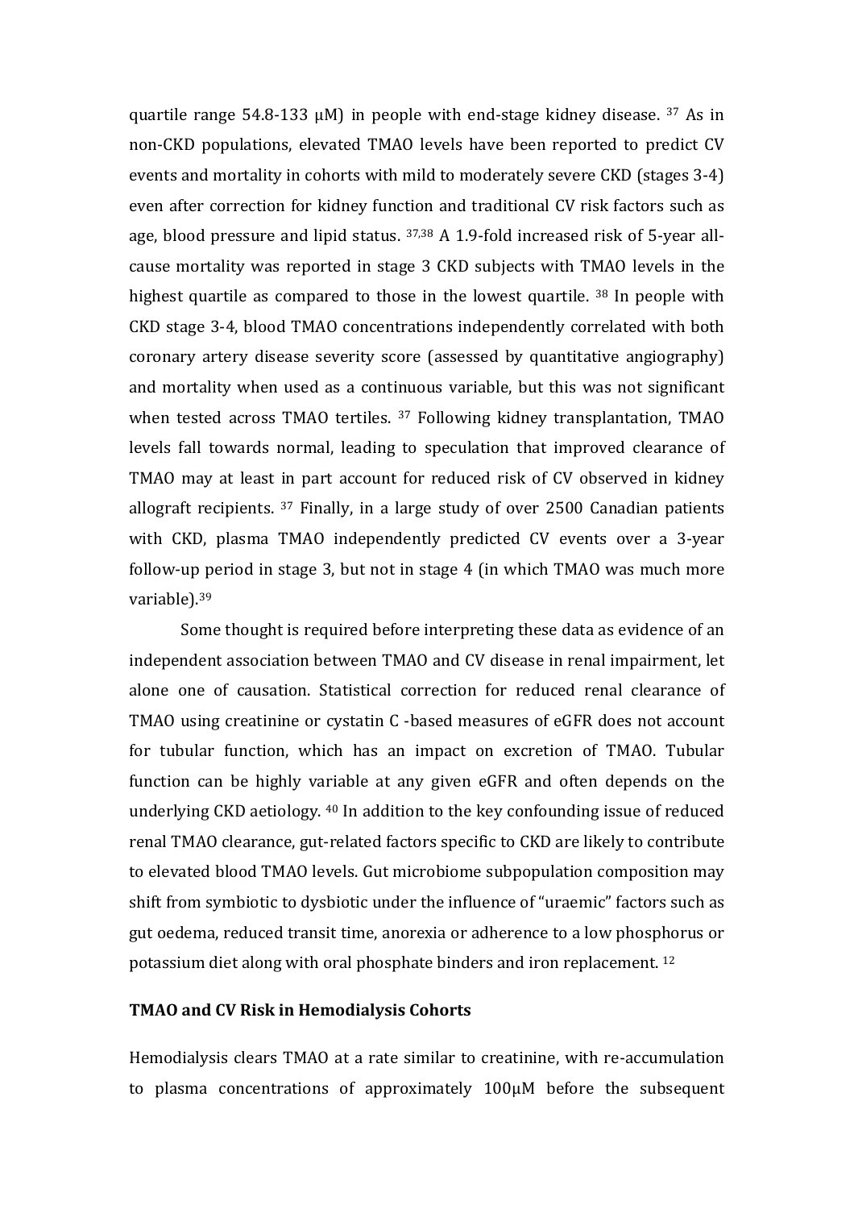quartile range 54.8-133 μM) in people with end-stage kidney disease. [37] As in non-CKD populations, elevated TMAO levels have been reported to predict CV events and mortality in cohorts with mild to moderately severe CKD (stages 3-4) even after correction for kidney function and traditional CV risk factors such as age, blood pressure and lipid status. [37,38] A 1.9-fold increased risk of 5-year all-cause mortality was reported in stage 3 CKD subjects with TMAO levels in the highest quartile as compared to those in the lowest quartile. [38] In people with CKD stage 3-4, blood TMAO concentrations independently correlated with both coronary artery disease severity score (assessed by quantitative angiography) and mortality when used as a continuous variable, but this was not significant when tested across TMAO tertiles. [37] Following kidney transplantation, TMAO levels fall towards normal, leading to speculation that improved clearance of TMAO may at least in part account for reduced risk of CV observed in kidney allograft recipients. [37] Finally, in a large study of over 2500 Canadian patients with CKD, plasma TMAO independently predicted CV events over a 3-year follow-up period in stage 3, but not in stage 4 (in which TMAO was much more variable).[39]

Some thought is required before interpreting these data as evidence of an independent association between TMAO and CV disease in renal impairment, let alone one of causation. Statistical correction for reduced renal clearance of TMAO using creatinine or cystatin C -based measures of eGFR does not account for tubular function, which has an impact on excretion of TMAO. Tubular function can be highly variable at any given eGFR and often depends on the underlying CKD aetiology. [40] In addition to the key confounding issue of reduced renal TMAO clearance, gut-related factors specific to CKD are likely to contribute to elevated blood TMAO levels. Gut microbiome subpopulation composition may shift from symbiotic to dysbiotic under the influence of "uraemic" factors such as gut oedema, reduced transit time, anorexia or adherence to a low phosphorus or potassium diet along with oral phosphate binders and iron replacement. [12]

**TMAO and CV Risk in Hemodialysis Cohorts**

Hemodialysis clears TMAO at a rate similar to creatinine, with re-accumulation to plasma concentrations of approximately 100μM before the subsequent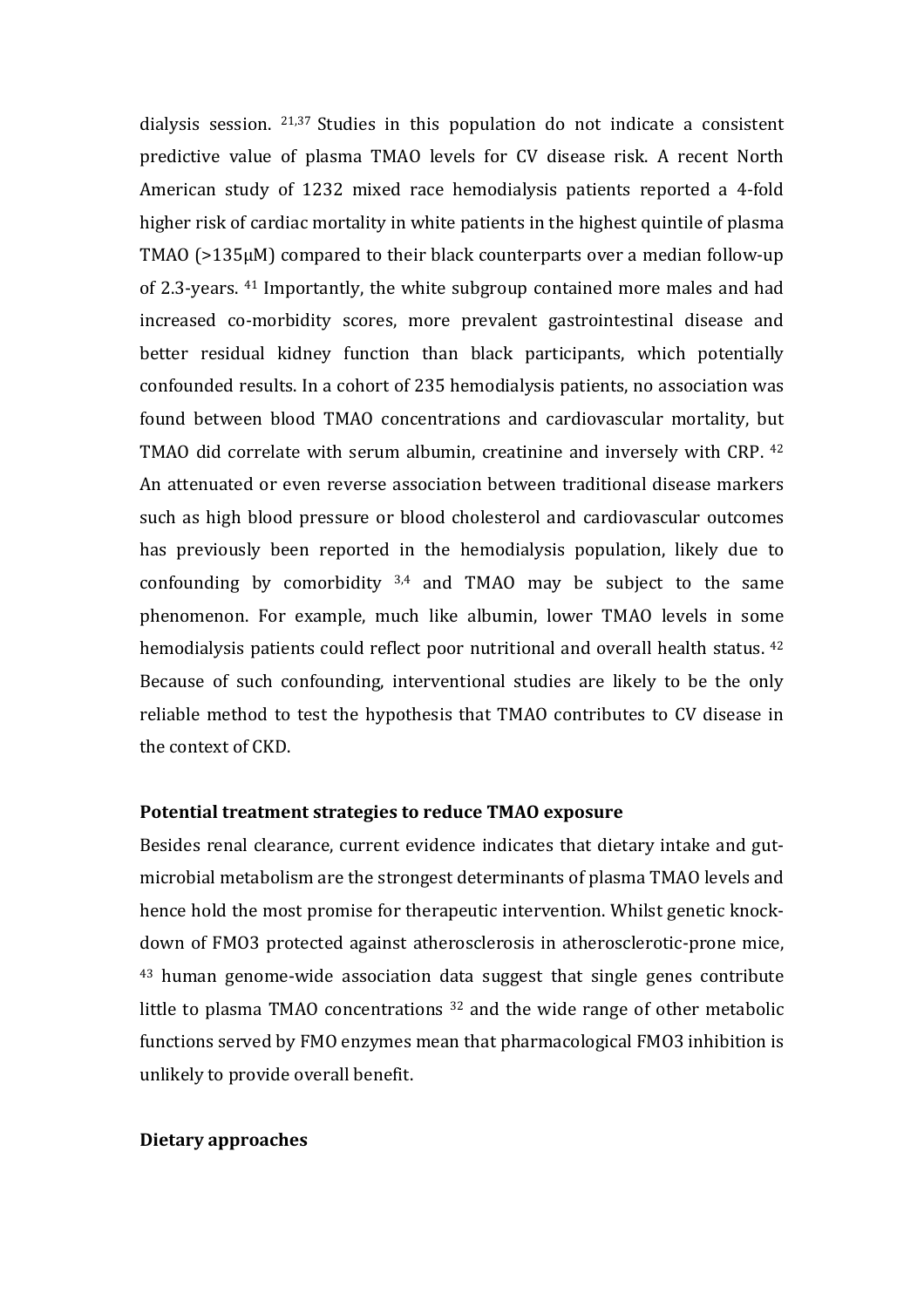dialysis session. [21,37] Studies in this population do not indicate a consistent predictive value of plasma TMAO levels for CV disease risk. A recent North American study of 1232 mixed race hemodialysis patients reported a 4-fold higher risk of cardiac mortality in white patients in the highest quintile of plasma TMAO (>135μM) compared to their black counterparts over a median follow-up of 2.3-years. [41] Importantly, the white subgroup contained more males and had increased co-morbidity scores, more prevalent gastrointestinal disease and better residual kidney function than black participants, which potentially confounded results. In a cohort of 235 hemodialysis patients, no association was found between blood TMAO concentrations and cardiovascular mortality, but TMAO did correlate with serum albumin, creatinine and inversely with CRP. [42] An attenuated or even reverse association between traditional disease markers such as high blood pressure or blood cholesterol and cardiovascular outcomes has previously been reported in the hemodialysis population, likely due to confounding by comorbidity [3,4] and TMAO may be subject to the same phenomenon. For example, much like albumin, lower TMAO levels in some hemodialysis patients could reflect poor nutritional and overall health status. [42] Because of such confounding, interventional studies are likely to be the only reliable method to test the hypothesis that TMAO contributes to CV disease in the context of CKD.

**Potential treatment strategies to reduce TMAO exposure**

Besides renal clearance, current evidence indicates that dietary intake and gut-microbial metabolism are the strongest determinants of plasma TMAO levels and hence hold the most promise for therapeutic intervention. Whilst genetic knock-down of FMO3 protected against atherosclerosis in atherosclerotic-prone mice, [43] human genome-wide association data suggest that single genes contribute little to plasma TMAO concentrations [32] and the wide range of other metabolic functions served by FMO enzymes mean that pharmacological FMO3 inhibition is unlikely to provide overall benefit.

**Dietary approaches**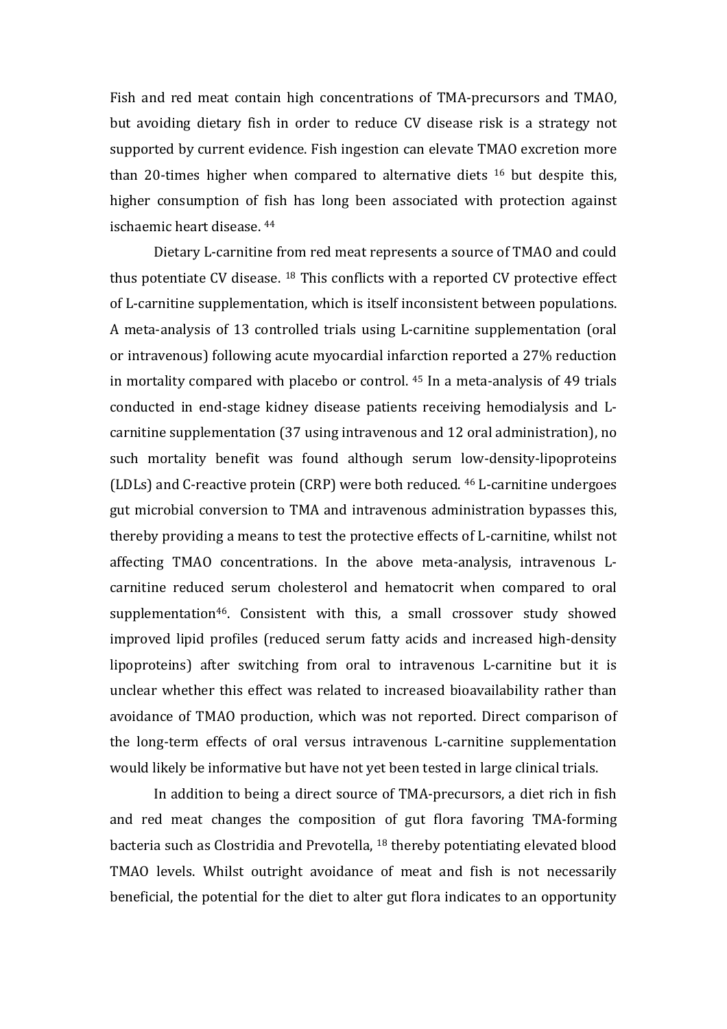Fish and red meat contain high concentrations of TMA-precursors and TMAO, but avoiding dietary fish in order to reduce CV disease risk is a strategy not supported by current evidence. Fish ingestion can elevate TMAO excretion more than 20-times higher when compared to alternative diets [16] but despite this, higher consumption of fish has long been associated with protection against ischaemic heart disease. [44]

Dietary L-carnitine from red meat represents a source of TMAO and could thus potentiate CV disease. [18] This conflicts with a reported CV protective effect of L-carnitine supplementation, which is itself inconsistent between populations. A meta-analysis of 13 controlled trials using L-carnitine supplementation (oral or intravenous) following acute myocardial infarction reported a 27% reduction in mortality compared with placebo or control. [45] In a meta-analysis of 49 trials conducted in end-stage kidney disease patients receiving hemodialysis and L-carnitine supplementation (37 using intravenous and 12 oral administration), no such mortality benefit was found although serum low-density-lipoproteins (LDLs) and C-reactive protein (CRP) were both reduced. [46] L-carnitine undergoes gut microbial conversion to TMA and intravenous administration bypasses this, thereby providing a means to test the protective effects of L-carnitine, whilst not affecting TMAO concentrations. In the above meta-analysis, intravenous L-carnitine reduced serum cholesterol and hematocrit when compared to oral supplementation[46]. Consistent with this, a small crossover study showed improved lipid profiles (reduced serum fatty acids and increased high-density lipoproteins) after switching from oral to intravenous L-carnitine but it is unclear whether this effect was related to increased bioavailability rather than avoidance of TMAO production, which was not reported. Direct comparison of the long-term effects of oral versus intravenous L-carnitine supplementation would likely be informative but have not yet been tested in large clinical trials.

In addition to being a direct source of TMA-precursors, a diet rich in fish and red meat changes the composition of gut flora favoring TMA-forming bacteria such as Clostridia and Prevotella, [18] thereby potentiating elevated blood TMAO levels. Whilst outright avoidance of meat and fish is not necessarily beneficial, the potential for the diet to alter gut flora indicates to an opportunity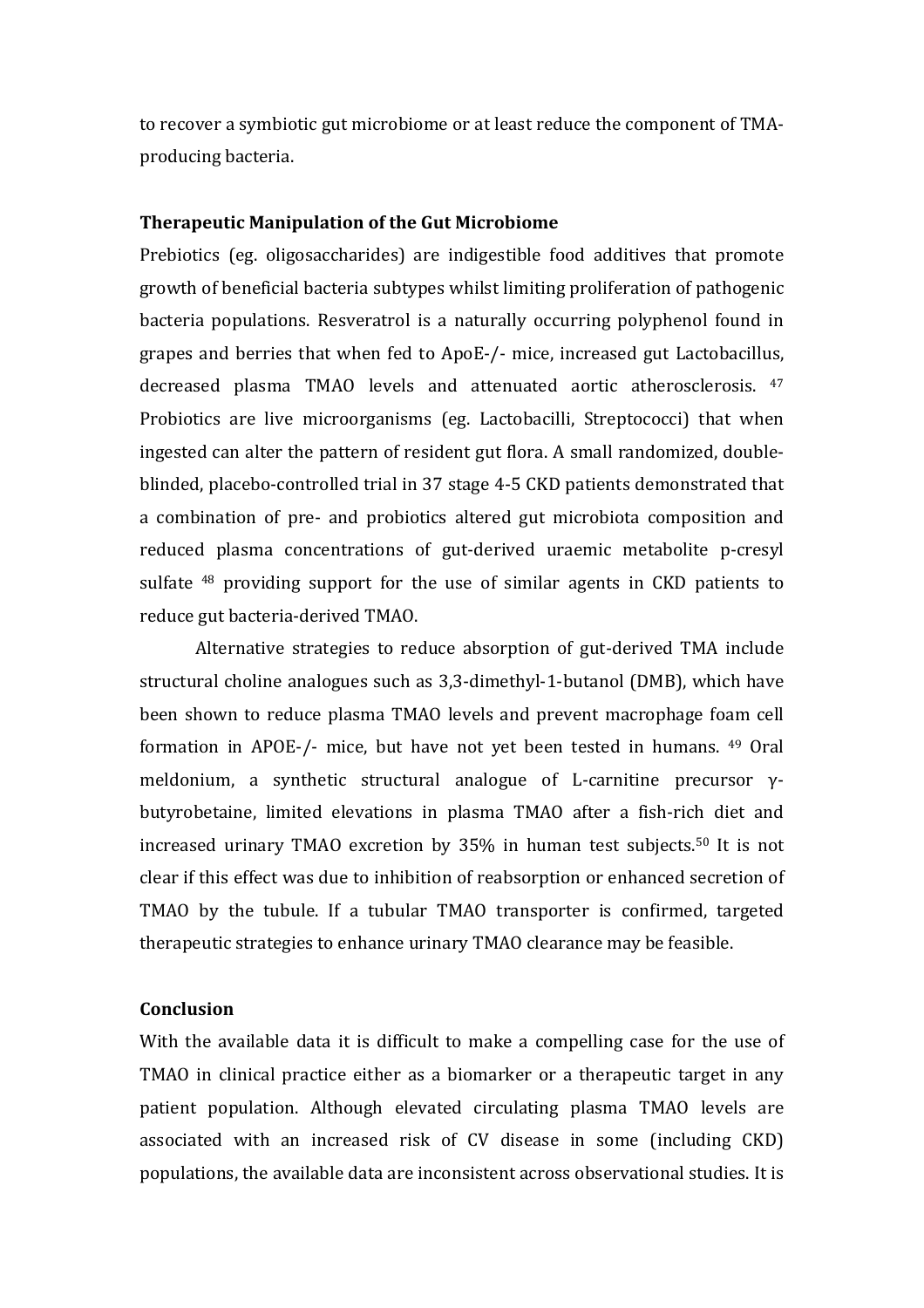to recover a symbiotic gut microbiome or at least reduce the component of TMA-producing bacteria.

**Therapeutic Manipulation of the Gut Microbiome**

Prebiotics (eg. oligosaccharides) are indigestible food additives that promote growth of beneficial bacteria subtypes whilst limiting proliferation of pathogenic bacteria populations. Resveratrol is a naturally occurring polyphenol found in grapes and berries that when fed to ApoE-/- mice, increased gut Lactobacillus, decreased plasma TMAO levels and attenuated aortic atherosclerosis. [47] Probiotics are live microorganisms (eg. Lactobacilli, Streptococci) that when ingested can alter the pattern of resident gut flora. A small randomized, double-blinded, placebo-controlled trial in 37 stage 4-5 CKD patients demonstrated that a combination of pre- and probiotics altered gut microbiota composition and reduced plasma concentrations of gut-derived uraemic metabolite p-cresyl sulfate [48] providing support for the use of similar agents in CKD patients to reduce gut bacteria-derived TMAO.

Alternative strategies to reduce absorption of gut-derived TMA include structural choline analogues such as 3,3-dimethyl-1-butanol (DMB), which have been shown to reduce plasma TMAO levels and prevent macrophage foam cell formation in APOE-/- mice, but have not yet been tested in humans. [49] Oral meldonium, a synthetic structural analogue of L-carnitine precursor γ-butyrobetaine, limited elevations in plasma TMAO after a fish-rich diet and increased urinary TMAO excretion by 35% in human test subjects.[50] It is not clear if this effect was due to inhibition of reabsorption or enhanced secretion of TMAO by the tubule. If a tubular TMAO transporter is confirmed, targeted therapeutic strategies to enhance urinary TMAO clearance may be feasible.

**Conclusion**

With the available data it is difficult to make a compelling case for the use of TMAO in clinical practice either as a biomarker or a therapeutic target in any patient population. Although elevated circulating plasma TMAO levels are associated with an increased risk of CV disease in some (including CKD) populations, the available data are inconsistent across observational studies. It is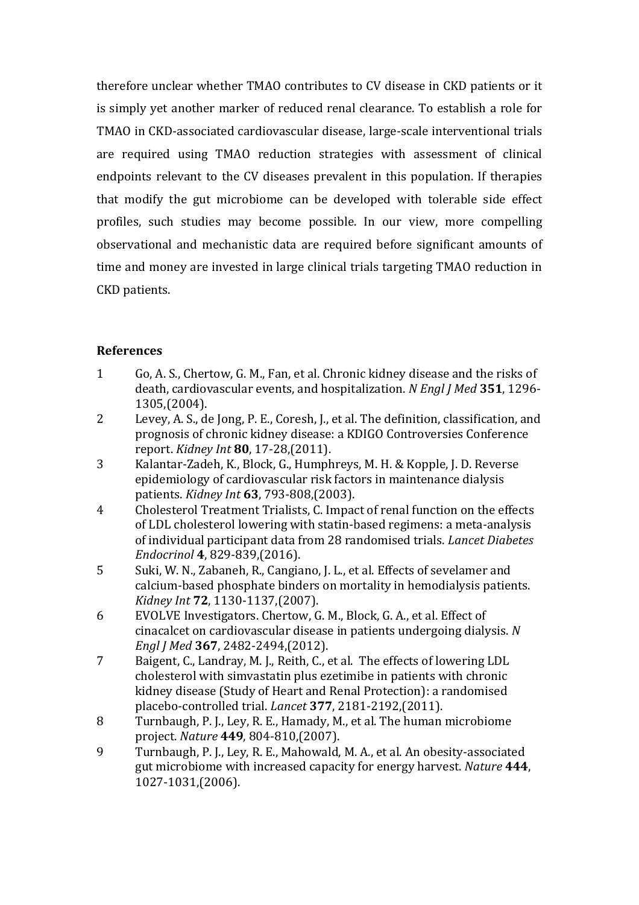therefore unclear whether TMAO contributes to CV disease in CKD patients or it is simply yet another marker of reduced renal clearance. To establish a role for TMAO in CKD-associated cardiovascular disease, large-scale interventional trials are required using TMAO reduction strategies with assessment of clinical endpoints relevant to the CV diseases prevalent in this population. If therapies that modify the gut microbiome can be developed with tolerable side effect profiles, such studies may become possible. In our view, more compelling observational and mechanistic data are required before significant amounts of time and money are invested in large clinical trials targeting TMAO reduction in CKD patients.

## References

1 Go, A. S., Chertow, G. M., Fan, et al. Chronic kidney disease and the risks of death, cardiovascular events, and hospitalization. *N Engl J Med* **351**, 1296-1305,(2004).

2 Levey, A. S., de Jong, P. E., Coresh, J., et al. The definition, classification, and prognosis of chronic kidney disease: a KDIGO Controversies Conference report. *Kidney Int* **80**, 17-28,(2011).

3 Kalantar-Zadeh, K., Block, G., Humphreys, M. H. & Kopple, J. D. Reverse epidemiology of cardiovascular risk factors in maintenance dialysis patients. *Kidney Int* **63**, 793-808,(2003).

4 Cholesterol Treatment Trialists, C. Impact of renal function on the effects of LDL cholesterol lowering with statin-based regimens: a meta-analysis of individual participant data from 28 randomised trials. *Lancet Diabetes Endocrinol* **4**, 829-839,(2016).

5 Suki, W. N., Zabaneh, R., Cangiano, J. L., et al. Effects of sevelamer and calcium-based phosphate binders on mortality in hemodialysis patients. *Kidney Int* **72**, 1130-1137,(2007).

6 EVOLVE Investigators. Chertow, G. M., Block, G. A., et al. Effect of cinacalcet on cardiovascular disease in patients undergoing dialysis. *N Engl J Med* **367**, 2482-2494,(2012).

7 Baigent, C., Landray, M. J., Reith, C., et al. The effects of lowering LDL cholesterol with simvastatin plus ezetimibe in patients with chronic kidney disease (Study of Heart and Renal Protection): a randomised placebo-controlled trial. *Lancet* **377**, 2181-2192,(2011).

8 Turnbaugh, P. J., Ley, R. E., Hamady, M., et al. The human microbiome project. *Nature* **449**, 804-810,(2007).

9 Turnbaugh, P. J., Ley, R. E., Mahowald, M. A., et al. An obesity-associated gut microbiome with increased capacity for energy harvest. *Nature* **444**, 1027-1031,(2006).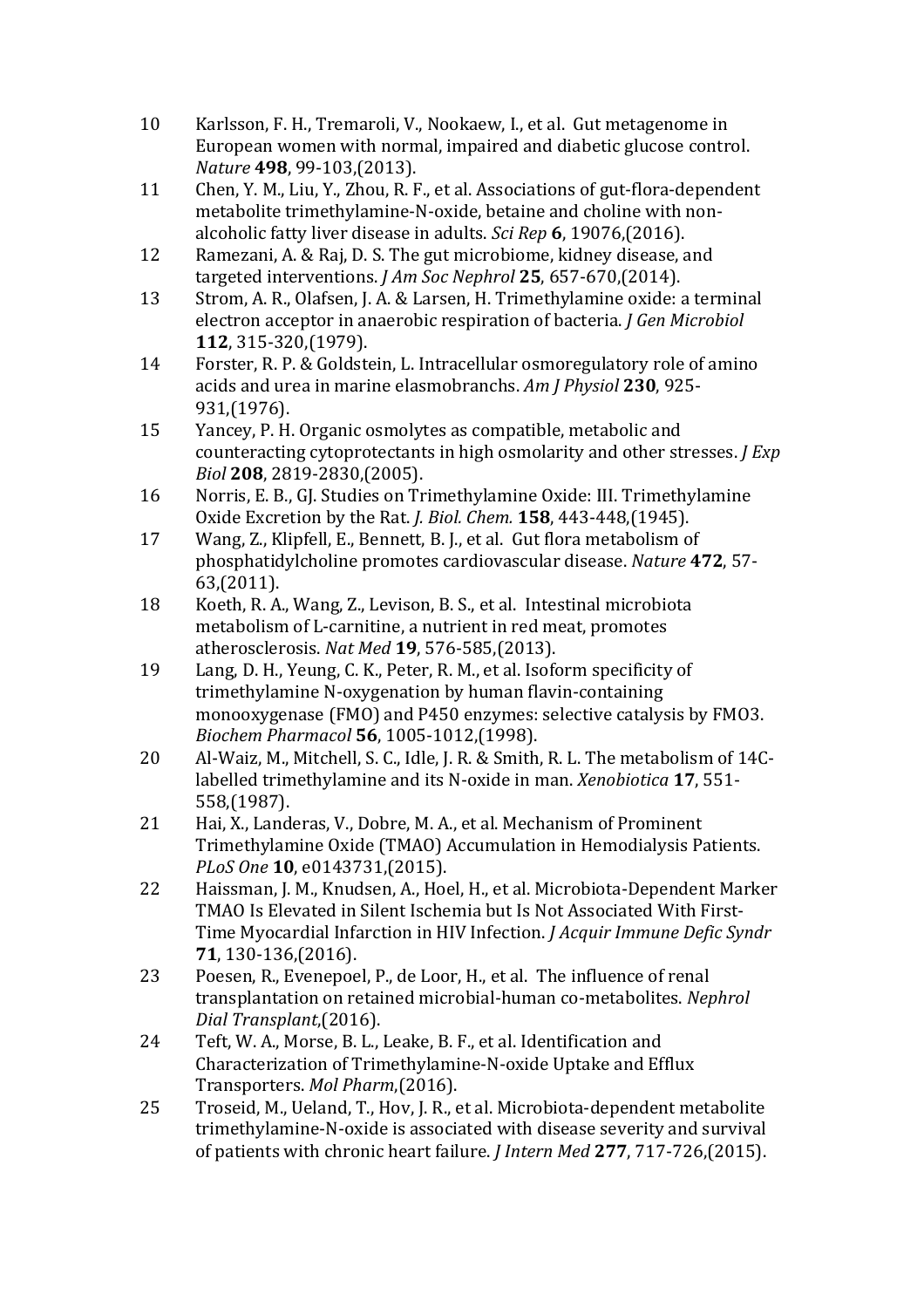10 Karlsson, F. H., Tremaroli, V., Nookaew, I., et al. Gut metagenome in European women with normal, impaired and diabetic glucose control. *Nature* **498**, 99-103,(2013).

11 Chen, Y. M., Liu, Y., Zhou, R. F., et al. Associations of gut-flora-dependent metabolite trimethylamine-N-oxide, betaine and choline with non-alcoholic fatty liver disease in adults. *Sci Rep* **6**, 19076,(2016).

12 Ramezani, A. & Raj, D. S. The gut microbiome, kidney disease, and targeted interventions. *J Am Soc Nephrol* **25**, 657-670,(2014).

13 Strom, A. R., Olafsen, J. A. & Larsen, H. Trimethylamine oxide: a terminal electron acceptor in anaerobic respiration of bacteria. *J Gen Microbiol* **112**, 315-320,(1979).

14 Forster, R. P. & Goldstein, L. Intracellular osmoregulatory role of amino acids and urea in marine elasmobranchs. *Am J Physiol* **230**, 925-931,(1976).

15 Yancey, P. H. Organic osmolytes as compatible, metabolic and counteracting cytoprotectants in high osmolarity and other stresses. *J Exp Biol* **208**, 2819-2830,(2005).

16 Norris, E. B., GJ. Studies on Trimethylamine Oxide: III. Trimethylamine Oxide Excretion by the Rat. *J. Biol. Chem.* **158**, 443-448,(1945).

17 Wang, Z., Klipfell, E., Bennett, B. J., et al. Gut flora metabolism of phosphatidylcholine promotes cardiovascular disease. *Nature* **472**, 57-63,(2011).

18 Koeth, R. A., Wang, Z., Levison, B. S., et al. Intestinal microbiota metabolism of L-carnitine, a nutrient in red meat, promotes atherosclerosis. *Nat Med* **19**, 576-585,(2013).

19 Lang, D. H., Yeung, C. K., Peter, R. M., et al. Isoform specificity of trimethylamine N-oxygenation by human flavin-containing monooxygenase (FMO) and P450 enzymes: selective catalysis by FMO3. *Biochem Pharmacol* **56**, 1005-1012,(1998).

20 Al-Waiz, M., Mitchell, S. C., Idle, J. R. & Smith, R. L. The metabolism of 14C-labelled trimethylamine and its N-oxide in man. *Xenobiotica* **17**, 551-558,(1987).

21 Hai, X., Landeras, V., Dobre, M. A., et al. Mechanism of Prominent Trimethylamine Oxide (TMAO) Accumulation in Hemodialysis Patients. *PLoS One* **10**, e0143731,(2015).

22 Haissman, J. M., Knudsen, A., Hoel, H., et al. Microbiota-Dependent Marker TMAO Is Elevated in Silent Ischemia but Is Not Associated With First-Time Myocardial Infarction in HIV Infection. *J Acquir Immune Defic Syndr* **71**, 130-136,(2016).

23 Poesen, R., Evenepoel, P., de Loor, H., et al. The influence of renal transplantation on retained microbial-human co-metabolites. *Nephrol Dial Transplant*,(2016).

24 Teft, W. A., Morse, B. L., Leake, B. F., et al. Identification and Characterization of Trimethylamine-N-oxide Uptake and Efflux Transporters. *Mol Pharm*,(2016).

25 Troseid, M., Ueland, T., Hov, J. R., et al. Microbiota-dependent metabolite trimethylamine-N-oxide is associated with disease severity and survival of patients with chronic heart failure. *J Intern Med* **277**, 717-726,(2015).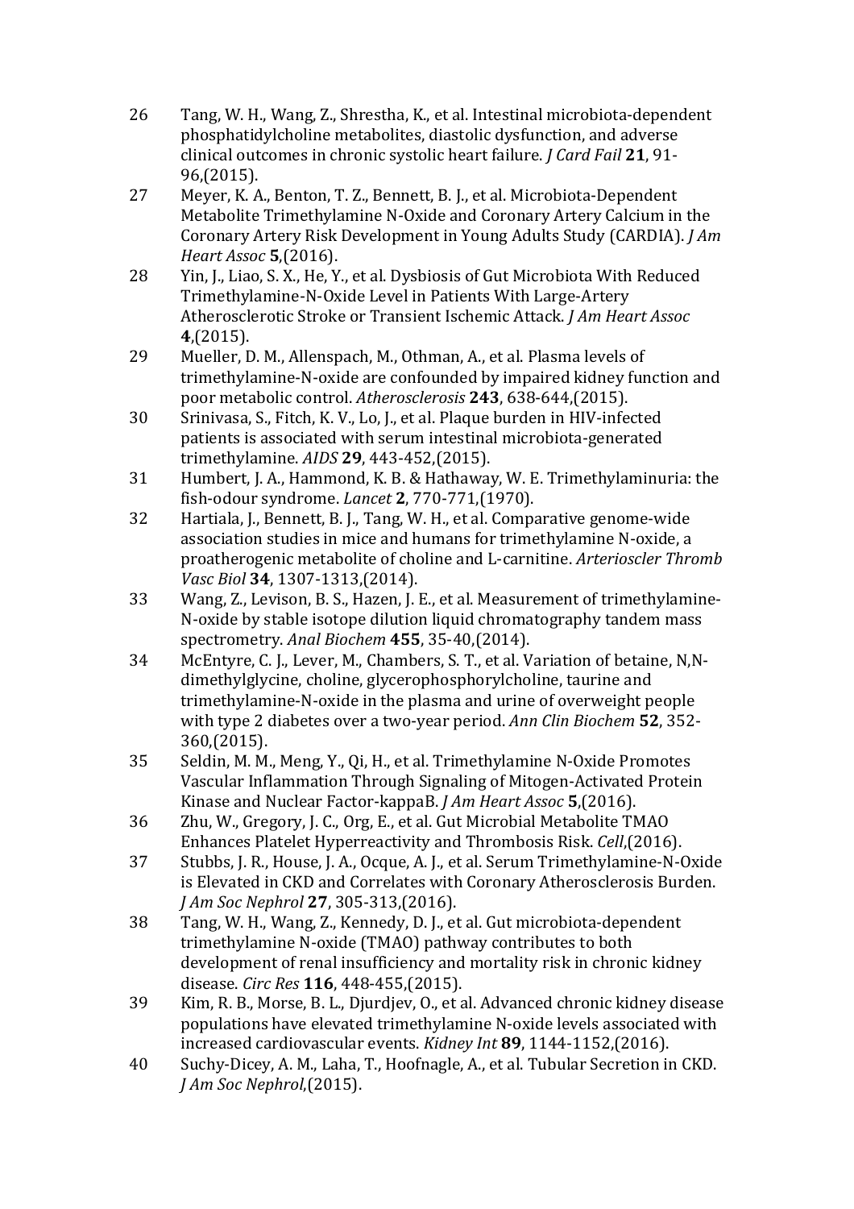26 Tang, W. H., Wang, Z., Shrestha, K., et al. Intestinal microbiota-dependent phosphatidylcholine metabolites, diastolic dysfunction, and adverse clinical outcomes in chronic systolic heart failure. *J Card Fail* **21**, 91-96,(2015).

27 Meyer, K. A., Benton, T. Z., Bennett, B. J., et al. Microbiota-Dependent Metabolite Trimethylamine N-Oxide and Coronary Artery Calcium in the Coronary Artery Risk Development in Young Adults Study (CARDIA). *J Am Heart Assoc* **5**,(2016).

28 Yin, J., Liao, S. X., He, Y., et al. Dysbiosis of Gut Microbiota With Reduced Trimethylamine-N-Oxide Level in Patients With Large-Artery Atherosclerotic Stroke or Transient Ischemic Attack. *J Am Heart Assoc* **4**,(2015).

29 Mueller, D. M., Allenspach, M., Othman, A., et al. Plasma levels of trimethylamine-N-oxide are confounded by impaired kidney function and poor metabolic control. *Atherosclerosis* **243**, 638-644,(2015).

30 Srinivasa, S., Fitch, K. V., Lo, J., et al. Plaque burden in HIV-infected patients is associated with serum intestinal microbiota-generated trimethylamine. *AIDS* **29**, 443-452,(2015).

31 Humbert, J. A., Hammond, K. B. & Hathaway, W. E. Trimethylaminuria: the fish-odour syndrome. *Lancet* **2**, 770-771,(1970).

32 Hartiala, J., Bennett, B. J., Tang, W. H., et al. Comparative genome-wide association studies in mice and humans for trimethylamine N-oxide, a proatherogenic metabolite of choline and L-carnitine. *Arterioscler Thromb Vasc Biol* **34**, 1307-1313,(2014).

33 Wang, Z., Levison, B. S., Hazen, J. E., et al. Measurement of trimethylamine-N-oxide by stable isotope dilution liquid chromatography tandem mass spectrometry. *Anal Biochem* **455**, 35-40,(2014).

34 McEntyre, C. J., Lever, M., Chambers, S. T., et al. Variation of betaine, N,N-dimethylglycine, choline, glycerophosphorylcholine, taurine and trimethylamine-N-oxide in the plasma and urine of overweight people with type 2 diabetes over a two-year period. *Ann Clin Biochem* **52**, 352-360,(2015).

35 Seldin, M. M., Meng, Y., Qi, H., et al. Trimethylamine N-Oxide Promotes Vascular Inflammation Through Signaling of Mitogen-Activated Protein Kinase and Nuclear Factor-kappaB. *J Am Heart Assoc* **5**,(2016).

36 Zhu, W., Gregory, J. C., Org, E., et al. Gut Microbial Metabolite TMAO Enhances Platelet Hyperreactivity and Thrombosis Risk. *Cell*,(2016).

37 Stubbs, J. R., House, J. A., Ocque, A. J., et al. Serum Trimethylamine-N-Oxide is Elevated in CKD and Correlates with Coronary Atherosclerosis Burden. *J Am Soc Nephrol* **27**, 305-313,(2016).

38 Tang, W. H., Wang, Z., Kennedy, D. J., et al. Gut microbiota-dependent trimethylamine N-oxide (TMAO) pathway contributes to both development of renal insufficiency and mortality risk in chronic kidney disease. *Circ Res* **116**, 448-455,(2015).

39 Kim, R. B., Morse, B. L., Djurdjev, O., et al. Advanced chronic kidney disease populations have elevated trimethylamine N-oxide levels associated with increased cardiovascular events. *Kidney Int* **89**, 1144-1152,(2016).

40 Suchy-Dicey, A. M., Laha, T., Hoofnagle, A., et al. Tubular Secretion in CKD. *J Am Soc Nephrol*,(2015).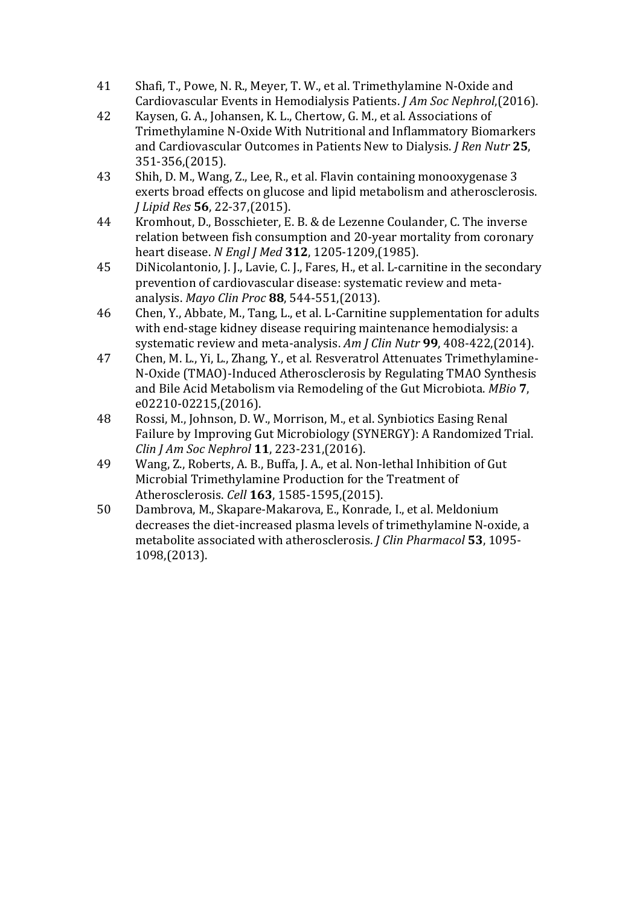41 Shafi, T., Powe, N. R., Meyer, T. W., et al. Trimethylamine N-Oxide and Cardiovascular Events in Hemodialysis Patients. *J Am Soc Nephrol*,(2016).

42 Kaysen, G. A., Johansen, K. L., Chertow, G. M., et al. Associations of Trimethylamine N-Oxide With Nutritional and Inflammatory Biomarkers and Cardiovascular Outcomes in Patients New to Dialysis. *J Ren Nutr* **25**, 351-356,(2015).

43 Shih, D. M., Wang, Z., Lee, R., et al. Flavin containing monooxygenase 3 exerts broad effects on glucose and lipid metabolism and atherosclerosis. *J Lipid Res* **56**, 22-37,(2015).

44 Kromhout, D., Bosschieter, E. B. & de Lezenne Coulander, C. The inverse relation between fish consumption and 20-year mortality from coronary heart disease. *N Engl J Med* **312**, 1205-1209,(1985).

45 DiNicolantonio, J. J., Lavie, C. J., Fares, H., et al. L-carnitine in the secondary prevention of cardiovascular disease: systematic review and meta-analysis. *Mayo Clin Proc* **88**, 544-551,(2013).

46 Chen, Y., Abbate, M., Tang, L., et al. L-Carnitine supplementation for adults with end-stage kidney disease requiring maintenance hemodialysis: a systematic review and meta-analysis. *Am J Clin Nutr* **99**, 408-422,(2014).

47 Chen, M. L., Yi, L., Zhang, Y., et al. Resveratrol Attenuates Trimethylamine-N-Oxide (TMAO)-Induced Atherosclerosis by Regulating TMAO Synthesis and Bile Acid Metabolism via Remodeling of the Gut Microbiota. *MBio* **7**, e02210-02215,(2016).

48 Rossi, M., Johnson, D. W., Morrison, M., et al. Synbiotics Easing Renal Failure by Improving Gut Microbiology (SYNERGY): A Randomized Trial. *Clin J Am Soc Nephrol* **11**, 223-231,(2016).

49 Wang, Z., Roberts, A. B., Buffa, J. A., et al. Non-lethal Inhibition of Gut Microbial Trimethylamine Production for the Treatment of Atherosclerosis. *Cell* **163**, 1585-1595,(2015).

50 Dambrova, M., Skapare-Makarova, E., Konrade, I., et al. Meldonium decreases the diet-increased plasma levels of trimethylamine N-oxide, a metabolite associated with atherosclerosis. *J Clin Pharmacol* **53**, 1095-1098,(2013).